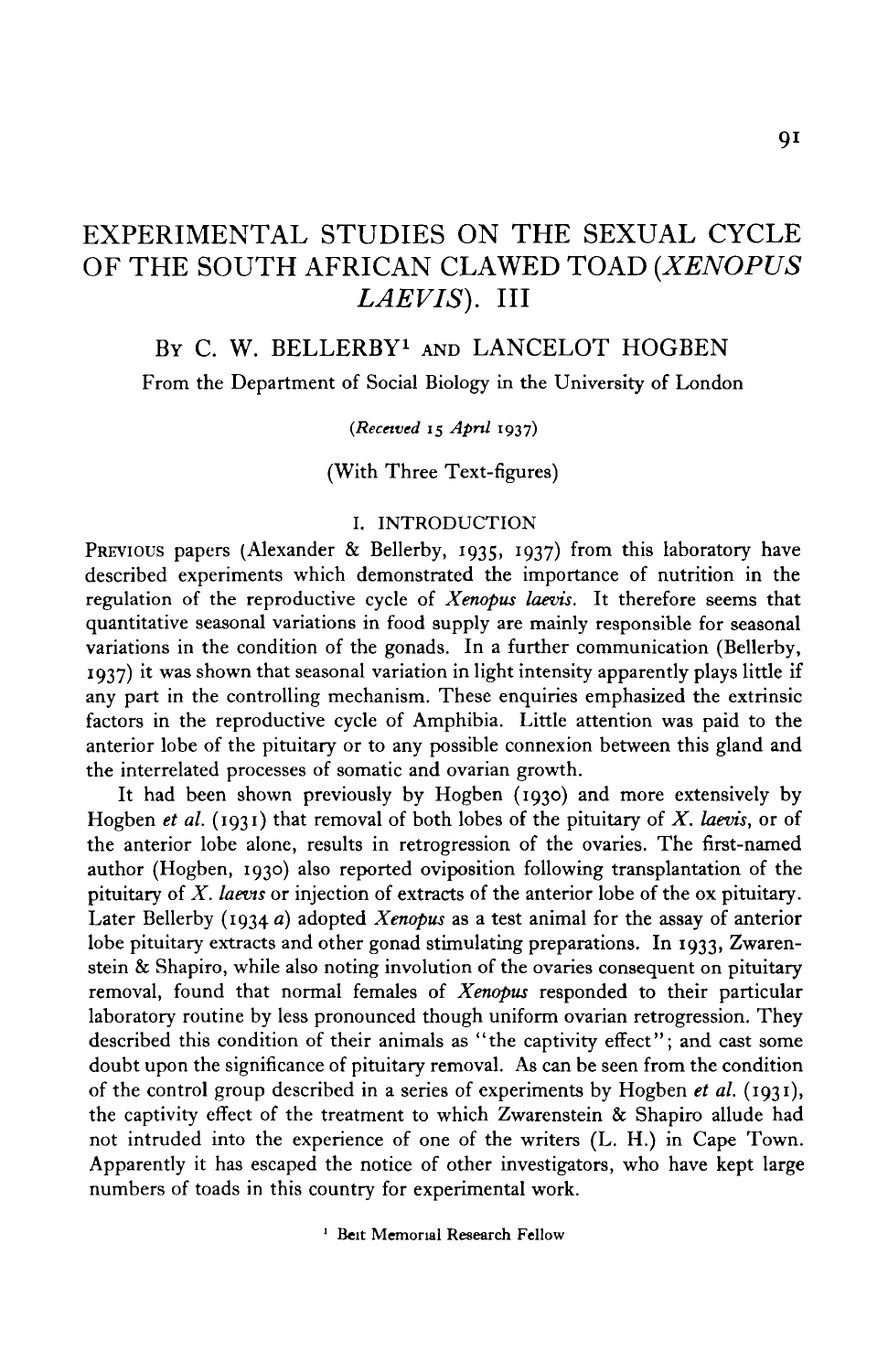# EXPERIMENTAL STUDIES ON THE SEXUAL CYCLE OF THE SOUTH AFRICAN CLAWED TOAD (*XENOPUS LAEVIS*). III

By C. W. BELLERBY[1] and LANCELOT HOGBEN

From the Department of Social Biology in the University of London

(*Received* 15 *April* 1937)

(With Three Text-figures)

## I. INTRODUCTION

Previous papers (Alexander & Bellerby, 1935, 1937) from this laboratory have described experiments which demonstrated the importance of nutrition in the regulation of the reproductive cycle of *Xenopus laevis*. It therefore seems that quantitative seasonal variations in food supply are mainly responsible for seasonal variations in the condition of the gonads. In a further communication (Bellerby, 1937) it was shown that seasonal variation in light intensity apparently plays little if any part in the controlling mechanism. These enquiries emphasized the extrinsic factors in the reproductive cycle of Amphibia. Little attention was paid to the anterior lobe of the pituitary or to any possible connexion between this gland and the interrelated processes of somatic and ovarian growth.

It had been shown previously by Hogben (1930) and more extensively by Hogben *et al.* (1931) that removal of both lobes of the pituitary of *X. laevis*, or of the anterior lobe alone, results in retrogression of the ovaries. The first-named author (Hogben, 1930) also reported oviposition following transplantation of the pituitary of *X. laevis* or injection of extracts of the anterior lobe of the ox pituitary. Later Bellerby (1934 *a*) adopted *Xenopus* as a test animal for the assay of anterior lobe pituitary extracts and other gonad stimulating preparations. In 1933, Zwarenstein & Shapiro, while also noting involution of the ovaries consequent on pituitary removal, found that normal females of *Xenopus* responded to their particular laboratory routine by less pronounced though uniform ovarian retrogression. They described this condition of their animals as "the captivity effect"; and cast some doubt upon the significance of pituitary removal. As can be seen from the condition of the control group described in a series of experiments by Hogben *et al.* (1931), the captivity effect of the treatment to which Zwarenstein & Shapiro allude had not intruded into the experience of one of the writers (L. H.) in Cape Town. Apparently it has escaped the notice of other investigators, who have kept large numbers of toads in this country for experimental work.

[1] Beit Memorial Research Fellow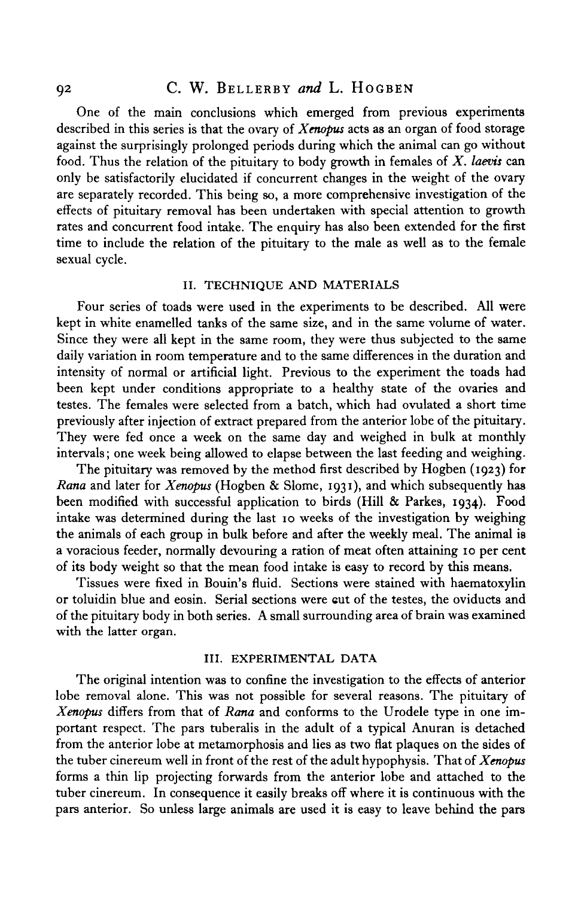One of the main conclusions which emerged from previous experiments described in this series is that the ovary of *Xenopus* acts as an organ of food storage against the surprisingly prolonged periods during which the animal can go without food. Thus the relation of the pituitary to body growth in females of *X. laevis* can only be satisfactorily elucidated if concurrent changes in the weight of the ovary are separately recorded. This being so, a more comprehensive investigation of the effects of pituitary removal has been undertaken with special attention to growth rates and concurrent food intake. The enquiry has also been extended for the first time to include the relation of the pituitary to the male as well as to the female sexual cycle.

## II. TECHNIQUE AND MATERIALS

Four series of toads were used in the experiments to be described. All were kept in white enamelled tanks of the same size, and in the same volume of water. Since they were all kept in the same room, they were thus subjected to the same daily variation in room temperature and to the same differences in the duration and intensity of normal or artificial light. Previous to the experiment the toads had been kept under conditions appropriate to a healthy state of the ovaries and testes. The females were selected from a batch, which had ovulated a short time previously after injection of extract prepared from the anterior lobe of the pituitary. They were fed once a week on the same day and weighed in bulk at monthly intervals; one week being allowed to elapse between the last feeding and weighing.

The pituitary was removed by the method first described by Hogben (1923) for *Rana* and later for *Xenopus* (Hogben & Slome, 1931), and which subsequently has been modified with successful application to birds (Hill & Parkes, 1934). Food intake was determined during the last 10 weeks of the investigation by weighing the animals of each group in bulk before and after the weekly meal. The animal is a voracious feeder, normally devouring a ration of meat often attaining 10 per cent of its body weight so that the mean food intake is easy to record by this means.

Tissues were fixed in Bouin's fluid. Sections were stained with haematoxylin or toluidin blue and eosin. Serial sections were cut of the testes, the oviducts and of the pituitary body in both series. A small surrounding area of brain was examined with the latter organ.

## III. EXPERIMENTAL DATA

The original intention was to confine the investigation to the effects of anterior lobe removal alone. This was not possible for several reasons. The pituitary of *Xenopus* differs from that of *Rana* and conforms to the Urodele type in one important respect. The pars tuberalis in the adult of a typical Anuran is detached from the anterior lobe at metamorphosis and lies as two flat plaques on the sides of the tuber cinereum well in front of the rest of the adult hypophysis. That of *Xenopus* forms a thin lip projecting forwards from the anterior lobe and attached to the tuber cinereum. In consequence it easily breaks off where it is continuous with the pars anterior. So unless large animals are used it is easy to leave behind the pars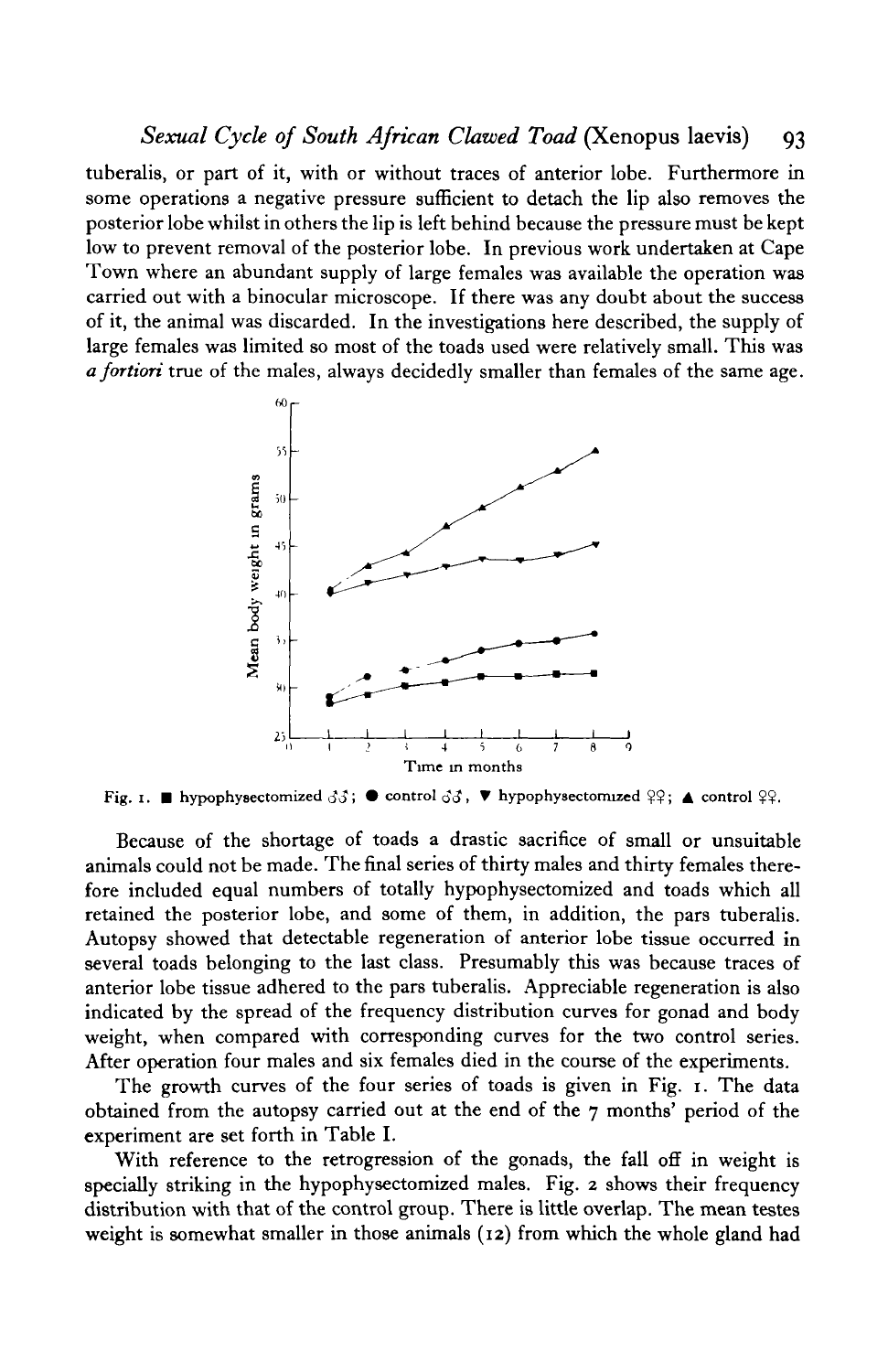tuberalis, or part of it, with or without traces of anterior lobe. Furthermore in some operations a negative pressure sufficient to detach the lip also removes the posterior lobe whilst in others the lip is left behind because the pressure must be kept low to prevent removal of the posterior lobe. In previous work undertaken at Cape Town where an abundant supply of large females was available the operation was carried out with a binocular microscope. If there was any doubt about the success of it, the animal was discarded. In the investigations here described, the supply of large females was limited so most of the toads used were relatively small. This was *a fortiori* true of the males, always decidedly smaller than females of the same age.

Fig. 1. ■ hypophysectomized ♂♂; ● control ♂♂, ▼ hypophysectomized ♀♀; ▲ control ♀♀.

Because of the shortage of toads a drastic sacrifice of small or unsuitable animals could not be made. The final series of thirty males and thirty females therefore included equal numbers of totally hypophysectomized and toads which all retained the posterior lobe, and some of them, in addition, the pars tuberalis. Autopsy showed that detectable regeneration of anterior lobe tissue occurred in several toads belonging to the last class. Presumably this was because traces of anterior lobe tissue adhered to the pars tuberalis. Appreciable regeneration is also indicated by the spread of the frequency distribution curves for gonad and body weight, when compared with corresponding curves for the two control series. After operation four males and six females died in the course of the experiments.

The growth curves of the four series of toads is given in Fig. 1. The data obtained from the autopsy carried out at the end of the 7 months' period of the experiment are set forth in Table I.

With reference to the retrogression of the gonads, the fall off in weight is specially striking in the hypophysectomized males. Fig. 2 shows their frequency distribution with that of the control group. There is little overlap. The mean testes weight is somewhat smaller in those animals (12) from which the whole gland had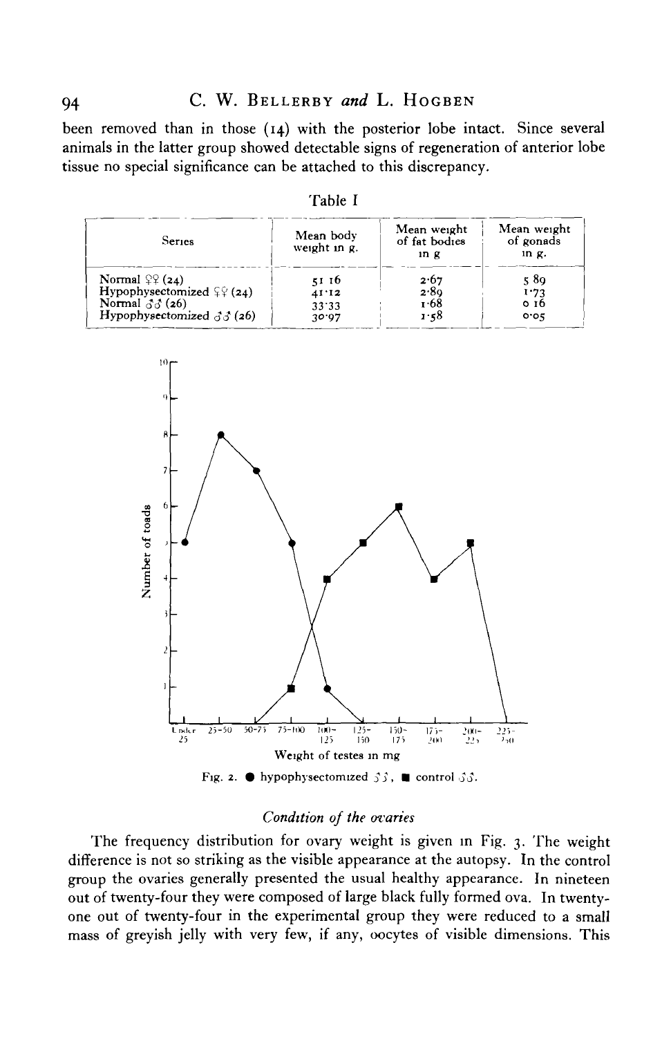been removed than in those (14) with the posterior lobe intact. Since several animals in the latter group showed detectable signs of regeneration of anterior lobe tissue no special significance can be attached to this discrepancy.

Table I

| Series | Mean body weight in g. | Mean weight of fat bodies in g | Mean weight of gonads in g. |
|---|---|---|---|
| Normal ♀♀ (24) | 51·16 | 2·67 | 5·89 |
| Hypophysectomized ♀♀ (24) | 41·12 | 2·89 | 1·73 |
| Normal ♂♂ (26) | 33·33 | 1·68 | 0·16 |
| Hypophysectomized ♂♂ (26) | 30·97 | 1·58 | 0·05 |

Fig. 2. ● hypophysectomized ♂♂, ■ control ♂♂.

### *Condition of the ovaries*

The frequency distribution for ovary weight is given in Fig. 3. The weight difference is not so striking as the visible appearance at the autopsy. In the control group the ovaries generally presented the usual healthy appearance. In nineteen out of twenty-four they were composed of large black fully formed ova. In twenty-one out of twenty-four in the experimental group they were reduced to a small mass of greyish jelly with very few, if any, oocytes of visible dimensions. This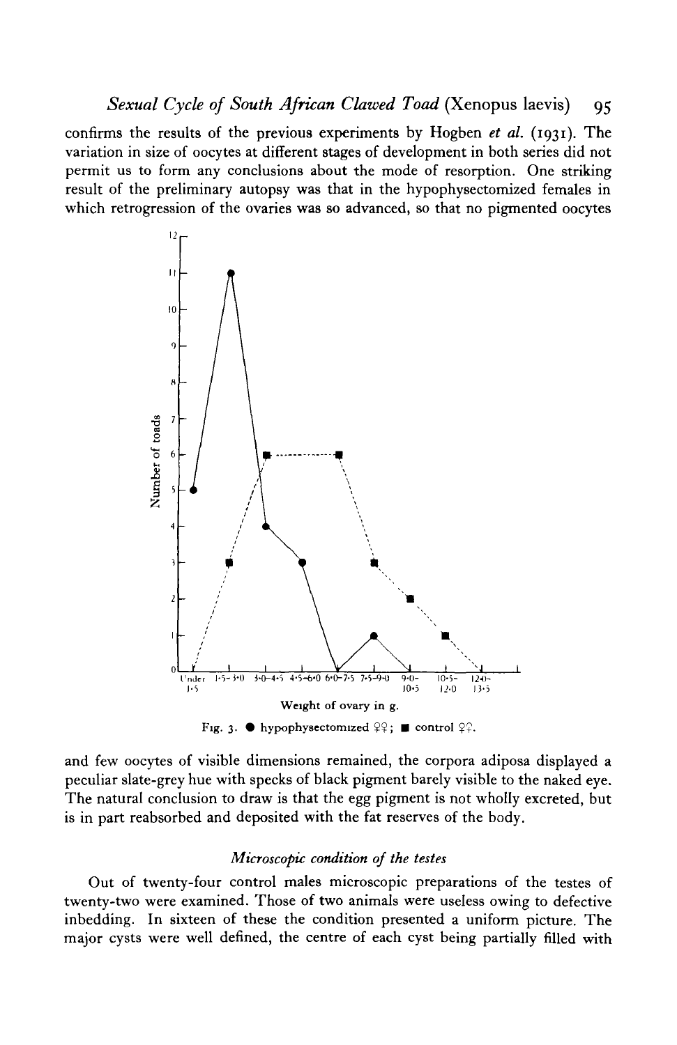confirms the results of the previous experiments by Hogben *et al.* (1931). The variation in size of oocytes at different stages of development in both series did not permit us to form any conclusions about the mode of resorption. One striking result of the preliminary autopsy was that in the hypophysectomized females in which retrogression of the ovaries was so advanced, so that no pigmented oocytes

Fig. 3. ● hypophysectomized ♀♀; ■ control ♀♀.

and few oocytes of visible dimensions remained, the corpora adiposa displayed a peculiar slate-grey hue with specks of black pigment barely visible to the naked eye. The natural conclusion to draw is that the egg pigment is not wholly excreted, but is in part reabsorbed and deposited with the fat reserves of the body.

### *Microscopic condition of the testes*

Out of twenty-four control males microscopic preparations of the testes of twenty-two were examined. Those of two animals were useless owing to defective inbedding. In sixteen of these the condition presented a uniform picture. The major cysts were well defined, the centre of each cyst being partially filled with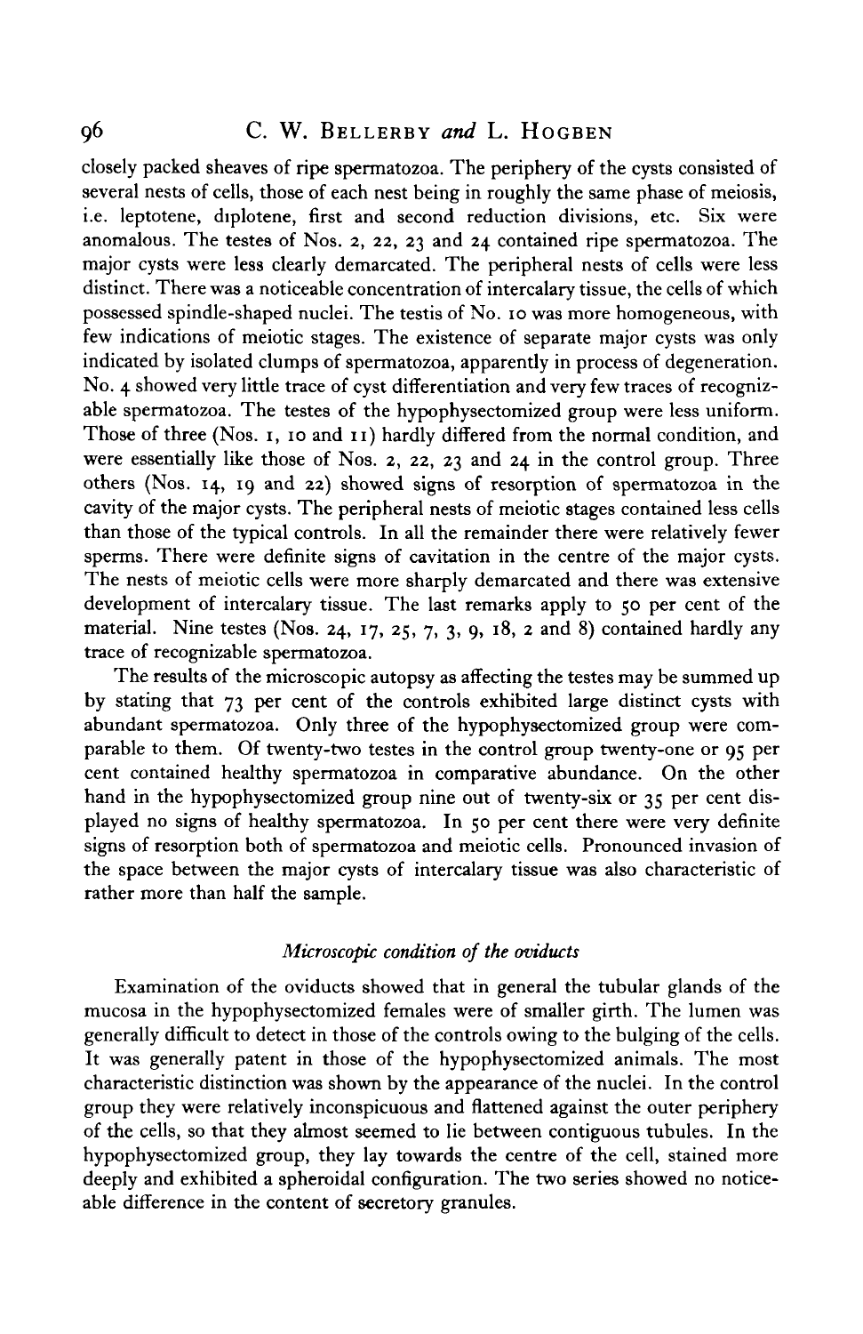closely packed sheaves of ripe spermatozoa. The periphery of the cysts consisted of several nests of cells, those of each nest being in roughly the same phase of meiosis, i.e. leptotene, diplotene, first and second reduction divisions, etc. Six were anomalous. The testes of Nos. 2, 22, 23 and 24 contained ripe spermatozoa. The major cysts were less clearly demarcated. The peripheral nests of cells were less distinct. There was a noticeable concentration of intercalary tissue, the cells of which possessed spindle-shaped nuclei. The testis of No. 10 was more homogeneous, with few indications of meiotic stages. The existence of separate major cysts was only indicated by isolated clumps of spermatozoa, apparently in process of degeneration. No. 4 showed very little trace of cyst differentiation and very few traces of recognizable spermatozoa. The testes of the hypophysectomized group were less uniform. Those of three (Nos. 1, 10 and 11) hardly differed from the normal condition, and were essentially like those of Nos. 2, 22, 23 and 24 in the control group. Three others (Nos. 14, 19 and 22) showed signs of resorption of spermatozoa in the cavity of the major cysts. The peripheral nests of meiotic stages contained less cells than those of the typical controls. In all the remainder there were relatively fewer sperms. There were definite signs of cavitation in the centre of the major cysts. The nests of meiotic cells were more sharply demarcated and there was extensive development of intercalary tissue. The last remarks apply to 50 per cent of the material. Nine testes (Nos. 24, 17, 25, 7, 3, 9, 18, 2 and 8) contained hardly any trace of recognizable spermatozoa.

The results of the microscopic autopsy as affecting the testes may be summed up by stating that 73 per cent of the controls exhibited large distinct cysts with abundant spermatozoa. Only three of the hypophysectomized group were comparable to them. Of twenty-two testes in the control group twenty-one or 95 per cent contained healthy spermatozoa in comparative abundance. On the other hand in the hypophysectomized group nine out of twenty-six or 35 per cent displayed no signs of healthy spermatozoa. In 50 per cent there were very definite signs of resorption both of spermatozoa and meiotic cells. Pronounced invasion of the space between the major cysts of intercalary tissue was also characteristic of rather more than half the sample.

### *Microscopic condition of the oviducts*

Examination of the oviducts showed that in general the tubular glands of the mucosa in the hypophysectomized females were of smaller girth. The lumen was generally difficult to detect in those of the controls owing to the bulging of the cells. It was generally patent in those of the hypophysectomized animals. The most characteristic distinction was shown by the appearance of the nuclei. In the control group they were relatively inconspicuous and flattened against the outer periphery of the cells, so that they almost seemed to lie between contiguous tubules. In the hypophysectomized group, they lay towards the centre of the cell, stained more deeply and exhibited a spheroidal configuration. The two series showed no noticeable difference in the content of secretory granules.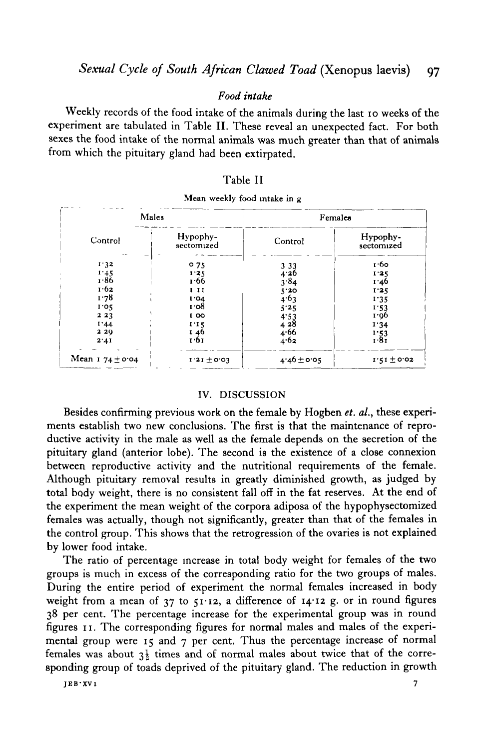### *Food intake*

Weekly records of the food intake of the animals during the last 10 weeks of the experiment are tabulated in Table II. These reveal an unexpected fact. For both sexes the food intake of the normal animals was much greater than that of animals from which the pituitary gland had been extirpated.

Table II

Mean weekly food intake in g

| Males | | Females | |
|---|---|---|---|
| Control | Hypophysectomized | Control | Hypophysectomized |
| 1·32 | 0·75 | 3·33 | 1·60 |
| 1·45 | 1·25 | 4·26 | 1·25 |
| 1·86 | 1·66 | 3·84 | 1·46 |
| 1·62 | 1·11 | 5·20 | 1·25 |
| 1·78 | 1·04 | 4·63 | 1·35 |
| 1·05 | 1·08 | 5·25 | 1·53 |
| 2·23 | 1·00 | 4·53 | 1·96 |
| 1·44 | 1·15 | 4·28 | 1·34 |
| 2·29 | 1·46 | 4·66 | 1·53 |
| 2·41 | 1·61 | 4·62 | 1·81 |
| Mean 1·74 ± 0·04 | 1·21 ± 0·03 | 4·46 ± 0·05 | 1·51 ± 0·02 |

## IV. DISCUSSION

Besides confirming previous work on the female by Hogben *et. al.*, these experiments establish two new conclusions. The first is that the maintenance of reproductive activity in the male as well as the female depends on the secretion of the pituitary gland (anterior lobe). The second is the existence of a close connexion between reproductive activity and the nutritional requirements of the female. Although pituitary removal results in greatly diminished growth, as judged by total body weight, there is no consistent fall off in the fat reserves. At the end of the experiment the mean weight of the corpora adiposa of the hypophysectomized females was actually, though not significantly, greater than that of the females in the control group. This shows that the retrogression of the ovaries is not explained by lower food intake.

The ratio of percentage increase in total body weight for females of the two groups is much in excess of the corresponding ratio for the two groups of males. During the entire period of experiment the normal females increased in body weight from a mean of 37 to 51·12, a difference of 14·12 g. or in round figures 38 per cent. The percentage increase for the experimental group was in round figures 11. The corresponding figures for normal males and males of the experimental group were 15 and 7 per cent. Thus the percentage increase of normal females was about $3\frac{1}{2}$ times and of normal males about twice that of the corresponding group of toads deprived of the pituitary gland. The reduction in growth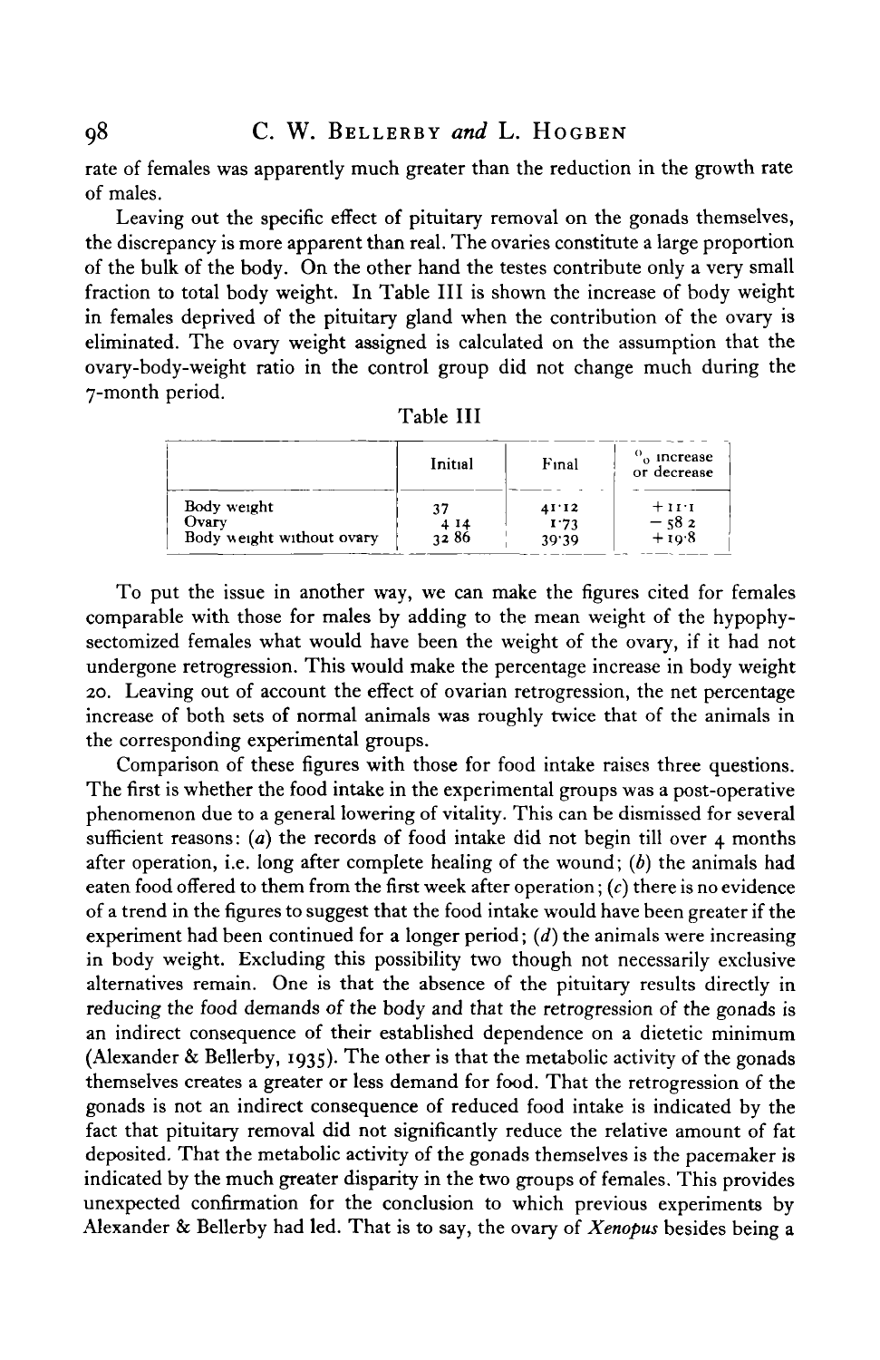rate of females was apparently much greater than the reduction in the growth rate of males.

Leaving out the specific effect of pituitary removal on the gonads themselves, the discrepancy is more apparent than real. The ovaries constitute a large proportion of the bulk of the body. On the other hand the testes contribute only a very small fraction to total body weight. In Table III is shown the increase of body weight in females deprived of the pituitary gland when the contribution of the ovary is eliminated. The ovary weight assigned is calculated on the assumption that the ovary-body-weight ratio in the control group did not change much during the 7-month period.

Table III

| | Initial | Final | % increase or decrease |
|---|---|---|---|
| Body weight | 37 | 41·12 | +11·1 |
| Ovary | 4·14 | 1·73 | −58·2 |
| Body weight without ovary | 32·86 | 39·39 | +19·8 |

To put the issue in another way, we can make the figures cited for females comparable with those for males by adding to the mean weight of the hypophysectomized females what would have been the weight of the ovary, if it had not undergone retrogression. This would make the percentage increase in body weight 20. Leaving out of account the effect of ovarian retrogression, the net percentage increase of both sets of normal animals was roughly twice that of the animals in the corresponding experimental groups.

Comparison of these figures with those for food intake raises three questions. The first is whether the food intake in the experimental groups was a post-operative phenomenon due to a general lowering of vitality. This can be dismissed for several sufficient reasons: (*a*) the records of food intake did not begin till over 4 months after operation, i.e. long after complete healing of the wound; (*b*) the animals had eaten food offered to them from the first week after operation; (*c*) there is no evidence of a trend in the figures to suggest that the food intake would have been greater if the experiment had been continued for a longer period; (*d*) the animals were increasing in body weight. Excluding this possibility two though not necessarily exclusive alternatives remain. One is that the absence of the pituitary results directly in reducing the food demands of the body and that the retrogression of the gonads is an indirect consequence of their established dependence on a dietetic minimum (Alexander & Bellerby, 1935). The other is that the metabolic activity of the gonads themselves creates a greater or less demand for food. That the retrogression of the gonads is not an indirect consequence of reduced food intake is indicated by the fact that pituitary removal did not significantly reduce the relative amount of fat deposited. That the metabolic activity of the gonads themselves is the pacemaker is indicated by the much greater disparity in the two groups of females. This provides unexpected confirmation for the conclusion to which previous experiments by Alexander & Bellerby had led. That is to say, the ovary of *Xenopus* besides being a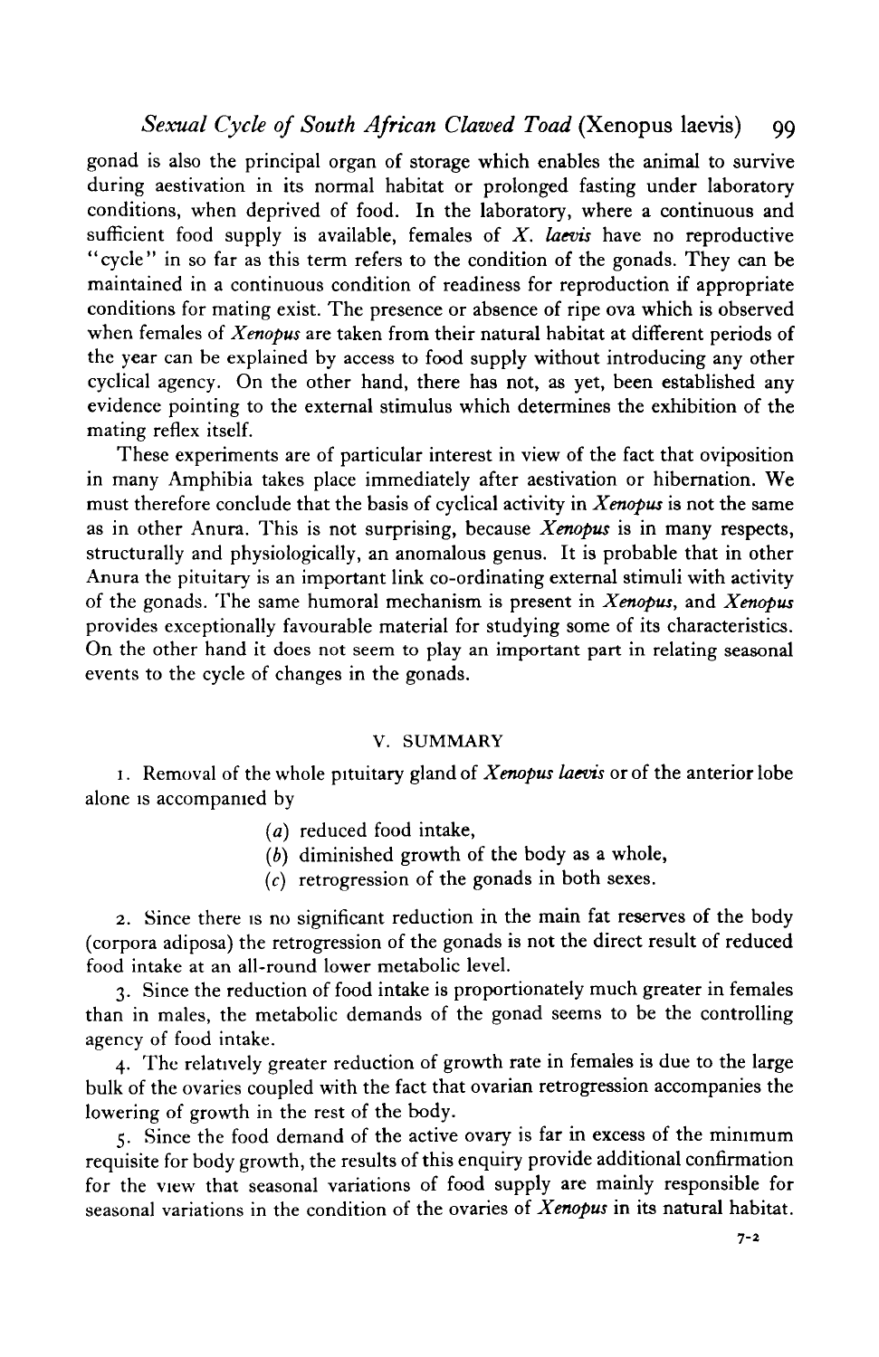gonad is also the principal organ of storage which enables the animal to survive during aestivation in its normal habitat or prolonged fasting under laboratory conditions, when deprived of food. In the laboratory, where a continuous and sufficient food supply is available, females of *X. laevis* have no reproductive "cycle" in so far as this term refers to the condition of the gonads. They can be maintained in a continuous condition of readiness for reproduction if appropriate conditions for mating exist. The presence or absence of ripe ova which is observed when females of *Xenopus* are taken from their natural habitat at different periods of the year can be explained by access to food supply without introducing any other cyclical agency. On the other hand, there has not, as yet, been established any evidence pointing to the external stimulus which determines the exhibition of the mating reflex itself.

These experiments are of particular interest in view of the fact that oviposition in many Amphibia takes place immediately after aestivation or hibernation. We must therefore conclude that the basis of cyclical activity in *Xenopus* is not the same as in other Anura. This is not surprising, because *Xenopus* is in many respects, structurally and physiologically, an anomalous genus. It is probable that in other Anura the pituitary is an important link co-ordinating external stimuli with activity of the gonads. The same humoral mechanism is present in *Xenopus*, and *Xenopus* provides exceptionally favourable material for studying some of its characteristics. On the other hand it does not seem to play an important part in relating seasonal events to the cycle of changes in the gonads.

## V. SUMMARY

1. Removal of the whole pituitary gland of *Xenopus laevis* or of the anterior lobe alone is accompanied by

   (*a*) reduced food intake,

   (*b*) diminished growth of the body as a whole,

   (*c*) retrogression of the gonads in both sexes.

2. Since there is no significant reduction in the main fat reserves of the body (corpora adiposa) the retrogression of the gonads is not the direct result of reduced food intake at an all-round lower metabolic level.

3. Since the reduction of food intake is proportionately much greater in females than in males, the metabolic demands of the gonad seems to be the controlling agency of food intake.

4. The relatively greater reduction of growth rate in females is due to the large bulk of the ovaries coupled with the fact that ovarian retrogression accompanies the lowering of growth in the rest of the body.

5. Since the food demand of the active ovary is far in excess of the minimum requisite for body growth, the results of this enquiry provide additional confirmation for the view that seasonal variations of food supply are mainly responsible for seasonal variations in the condition of the ovaries of *Xenopus* in its natural habitat.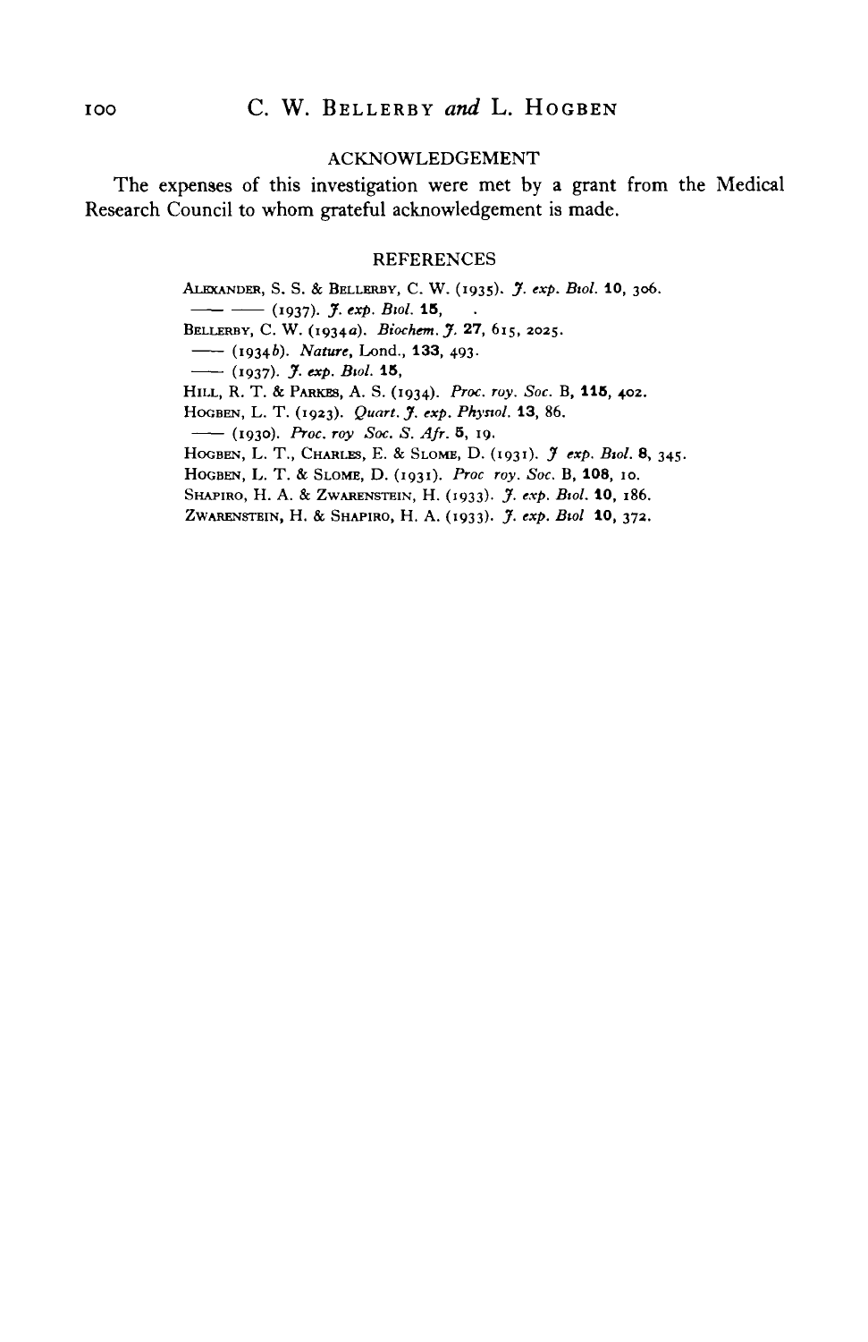## ACKNOWLEDGEMENT

The expenses of this investigation were met by a grant from the Medical Research Council to whom grateful acknowledgement is made.

## REFERENCES

ALEXANDER, S. S. & BELLERBY, C. W. (1935). *J. exp. Biol.* **10**, 306.

—— —— (1937). *J. exp. Biol.* **15**, .

BELLERBY, C. W. (1934*a*). *Biochem. J.* **27**, 615, 2025.

—— (1934*b*). *Nature*, Lond., **133**, 493.

—— (1937). *J. exp. Biol.* **15**,

HILL, R. T. & PARKES, A. S. (1934). *Proc. roy. Soc.* B, **115**, 402.

HOGBEN, L. T. (1923). *Quart. J. exp. Physiol.* **13**, 86.

—— (1930). *Proc. roy Soc. S. Afr.* **5**, 19.

HOGBEN, L. T., CHARLES, E. & SLOME, D. (1931). *J exp. Biol.* **8**, 345.

HOGBEN, L. T. & SLOME, D. (1931). *Proc roy. Soc.* B, **108**, 10.

SHAPIRO, H. A. & ZWARENSTEIN, H. (1933). *J. exp. Biol.* **10**, 186.

ZWARENSTEIN, H. & SHAPIRO, H. A. (1933). *J. exp. Biol* **10**, 372.